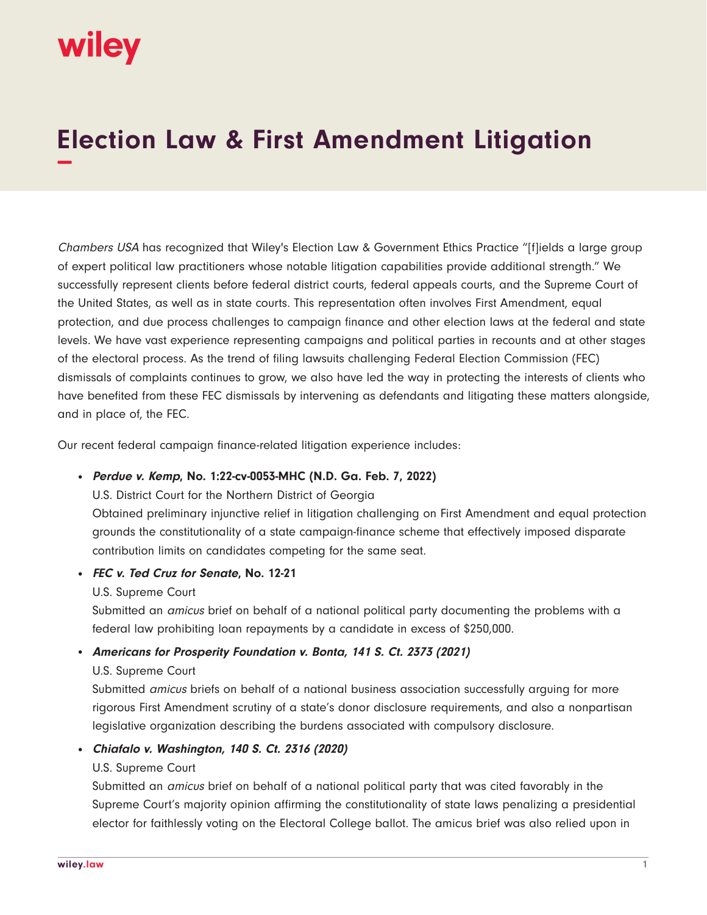# Election Law & First Amendment Litigation

*Chambers USA* has recognized that Wiley's Election Law & Government Ethics Practice "[f]ields a large group of expert political law practitioners whose notable litigation capabilities provide additional strength." We successfully represent clients before federal district courts, federal appeals courts, and the Supreme Court of the United States, as well as in state courts. This representation often involves First Amendment, equal protection, and due process challenges to campaign finance and other election laws at the federal and state levels. We have vast experience representing campaigns and political parties in recounts and at other stages of the electoral process. As the trend of filing lawsuits challenging Federal Election Commission (FEC) dismissals of complaints continues to grow, we also have led the way in protecting the interests of clients who have benefited from these FEC dismissals by intervening as defendants and litigating these matters alongside, and in place of, the FEC.

Our recent federal campaign finance-related litigation experience includes:

- ***Perdue v. Kemp*, No. 1:22-cv-0053-MHC (N.D. Ga. Feb. 7, 2022)**
  U.S. District Court for the Northern District of Georgia
  Obtained preliminary injunctive relief in litigation challenging on First Amendment and equal protection grounds the constitutionality of a state campaign-finance scheme that effectively imposed disparate contribution limits on candidates competing for the same seat.
- ***FEC v. Ted Cruz for Senate*, No. 12-21**
  U.S. Supreme Court
  Submitted an *amicus* brief on behalf of a national political party documenting the problems with a federal law prohibiting loan repayments by a candidate in excess of $250,000.
- ***Americans for Prosperity Foundation v. Bonta, 141 S. Ct. 2373 (2021)***
  U.S. Supreme Court
  Submitted *amicus* briefs on behalf of a national business association successfully arguing for more rigorous First Amendment scrutiny of a state's donor disclosure requirements, and also a nonpartisan legislative organization describing the burdens associated with compulsory disclosure.
- ***Chiafalo v. Washington, 140 S. Ct. 2316 (2020)***
  U.S. Supreme Court
  Submitted an *amicus* brief on behalf of a national political party that was cited favorably in the Supreme Court's majority opinion affirming the constitutionality of state laws penalizing a presidential elector for faithlessly voting on the Electoral College ballot. The amicus brief was also relied upon in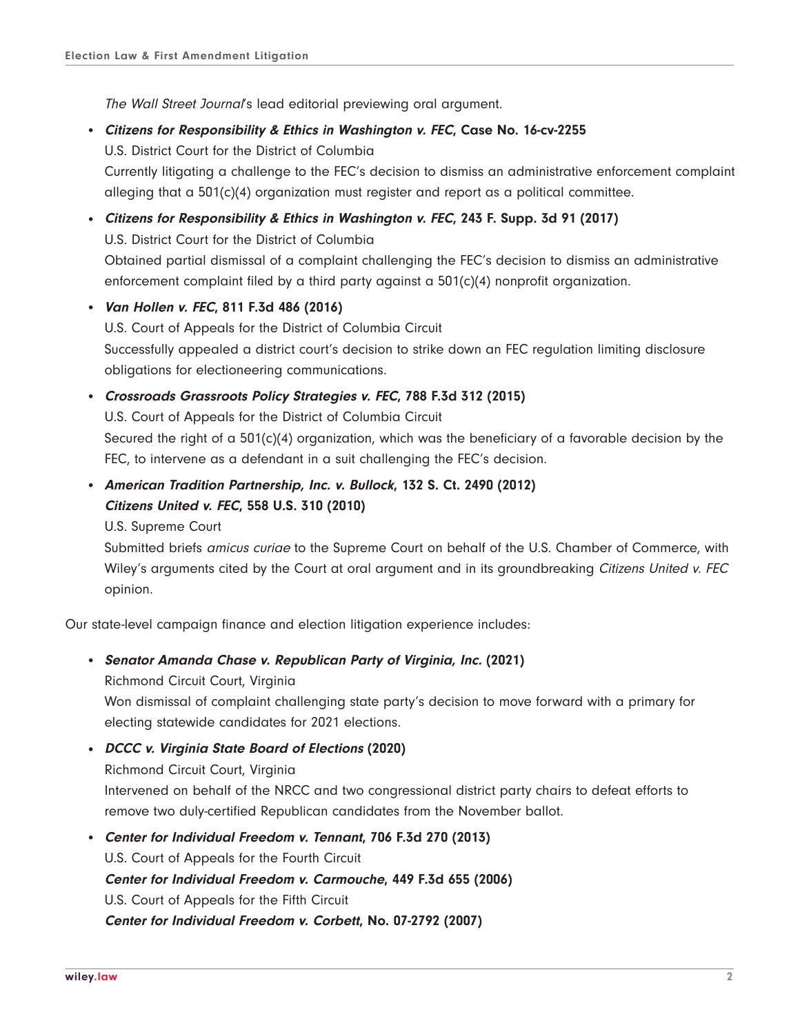*The Wall Street Journal*'s lead editorial previewing oral argument.

- ***Citizens for Responsibility & Ethics in Washington v. FEC*, Case No. 16-cv-2255**
  U.S. District Court for the District of Columbia
  Currently litigating a challenge to the FEC's decision to dismiss an administrative enforcement complaint alleging that a 501(c)(4) organization must register and report as a political committee.
- ***Citizens for Responsibility & Ethics in Washington v. FEC*, 243 F. Supp. 3d 91 (2017)**
  U.S. District Court for the District of Columbia
  Obtained partial dismissal of a complaint challenging the FEC's decision to dismiss an administrative enforcement complaint filed by a third party against a 501(c)(4) nonprofit organization.
- ***Van Hollen v. FEC*, 811 F.3d 486 (2016)**
  U.S. Court of Appeals for the District of Columbia Circuit
  Successfully appealed a district court's decision to strike down an FEC regulation limiting disclosure obligations for electioneering communications.
- ***Crossroads Grassroots Policy Strategies v. FEC*, 788 F.3d 312 (2015)**
  U.S. Court of Appeals for the District of Columbia Circuit
  Secured the right of a 501(c)(4) organization, which was the beneficiary of a favorable decision by the FEC, to intervene as a defendant in a suit challenging the FEC's decision.
- ***American Tradition Partnership, Inc. v. Bullock*, 132 S. Ct. 2490 (2012)**
  ***Citizens United v. FEC*, 558 U.S. 310 (2010)**
  U.S. Supreme Court
  Submitted briefs *amicus curiae* to the Supreme Court on behalf of the U.S. Chamber of Commerce, with Wiley's arguments cited by the Court at oral argument and in its groundbreaking *Citizens United v. FEC* opinion.

Our state-level campaign finance and election litigation experience includes:

- ***Senator Amanda Chase v. Republican Party of Virginia, Inc.* (2021)**
  Richmond Circuit Court, Virginia
  Won dismissal of complaint challenging state party's decision to move forward with a primary for electing statewide candidates for 2021 elections.
- ***DCCC v. Virginia State Board of Elections* (2020)**
  Richmond Circuit Court, Virginia
  Intervened on behalf of the NRCC and two congressional district party chairs to defeat efforts to remove two duly-certified Republican candidates from the November ballot.
- ***Center for Individual Freedom v. Tennant*, 706 F.3d 270 (2013)**
  U.S. Court of Appeals for the Fourth Circuit
  ***Center for Individual Freedom v. Carmouche*, 449 F.3d 655 (2006)**
  U.S. Court of Appeals for the Fifth Circuit
  ***Center for Individual Freedom v. Corbett*, No. 07-2792 (2007)**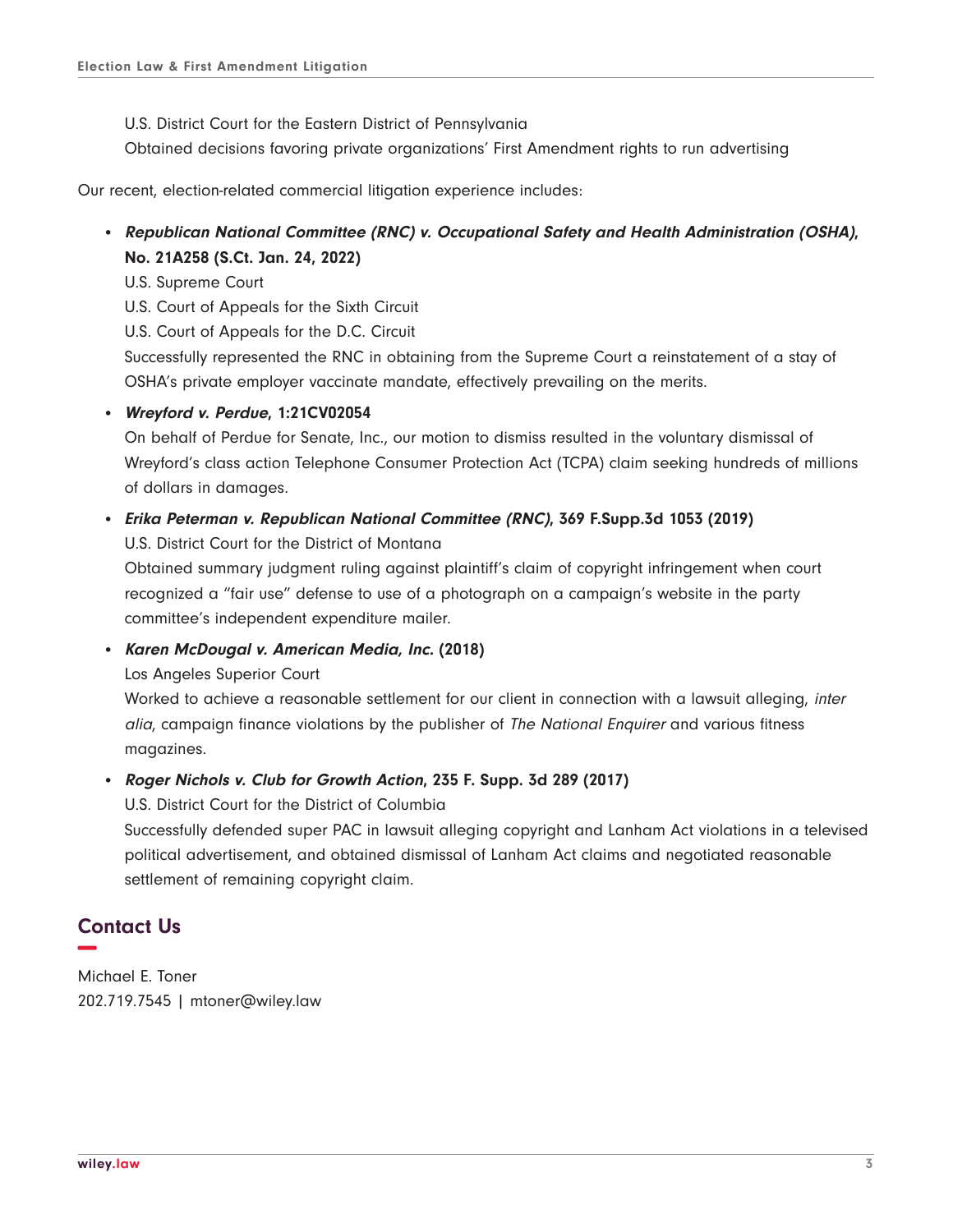U.S. District Court for the Eastern District of Pennsylvania

Obtained decisions favoring private organizations' First Amendment rights to run advertising

Our recent, election-related commercial litigation experience includes:

- ***Republican National Committee (RNC) v. Occupational Safety and Health Administration (OSHA)*, No. 21A258 (S.Ct. Jan. 24, 2022)**

  U.S. Supreme Court

  U.S. Court of Appeals for the Sixth Circuit

  U.S. Court of Appeals for the D.C. Circuit

  Successfully represented the RNC in obtaining from the Supreme Court a reinstatement of a stay of OSHA's private employer vaccinate mandate, effectively prevailing on the merits.

- ***Wreyford v. Perdue*, 1:21CV02054**

  On behalf of Perdue for Senate, Inc., our motion to dismiss resulted in the voluntary dismissal of Wreyford's class action Telephone Consumer Protection Act (TCPA) claim seeking hundreds of millions of dollars in damages.

- ***Erika Peterman v. Republican National Committee (RNC)*, 369 F.Supp.3d 1053 (2019)**

  U.S. District Court for the District of Montana

  Obtained summary judgment ruling against plaintiff's claim of copyright infringement when court recognized a "fair use" defense to use of a photograph on a campaign's website in the party committee's independent expenditure mailer.

- ***Karen McDougal v. American Media, Inc.* (2018)**

  Los Angeles Superior Court

  Worked to achieve a reasonable settlement for our client in connection with a lawsuit alleging, *inter alia*, campaign finance violations by the publisher of *The National Enquirer* and various fitness magazines.

- ***Roger Nichols v. Club for Growth Action*, 235 F. Supp. 3d 289 (2017)**

  U.S. District Court for the District of Columbia

  Successfully defended super PAC in lawsuit alleging copyright and Lanham Act violations in a televised political advertisement, and obtained dismissal of Lanham Act claims and negotiated reasonable settlement of remaining copyright claim.

## Contact Us

Michael E. Toner

202.719.7545 | mtoner@wiley.law